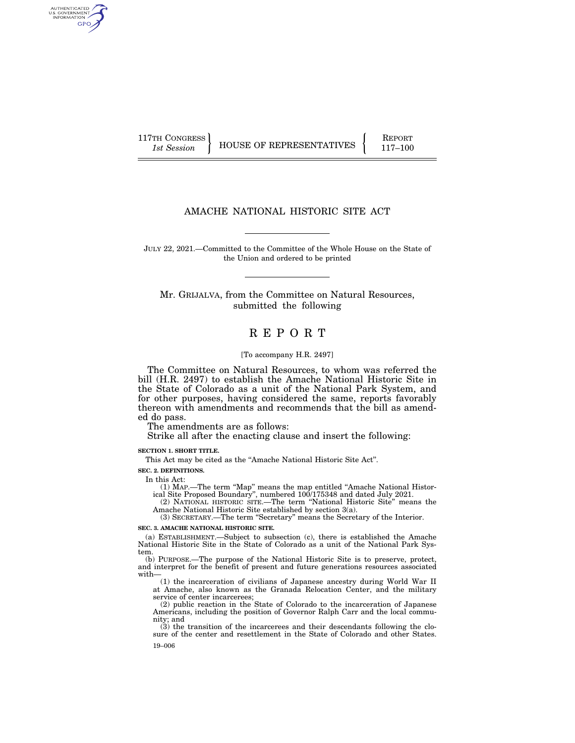117TH CONGRESS
*1st Session*

HOUSE OF REPRESENTATIVES

REPORT
117–100

# AMACHE NATIONAL HISTORIC SITE ACT

JULY 22, 2021.—Committed to the Committee of the Whole House on the State of the Union and ordered to be printed

Mr. GRIJALVA, from the Committee on Natural Resources, submitted the following

## REPORT

[To accompany H.R. 2497]

The Committee on Natural Resources, to whom was referred the bill (H.R. 2497) to establish the Amache National Historic Site in the State of Colorado as a unit of the National Park System, and for other purposes, having considered the same, reports favorably thereon with amendments and recommends that the bill as amended do pass.

The amendments are as follows:

Strike all after the enacting clause and insert the following:

**SECTION 1. SHORT TITLE.**

This Act may be cited as the "Amache National Historic Site Act".

**SEC. 2. DEFINITIONS.**

In this Act:

(1) MAP.—The term "Map" means the map entitled "Amache National Historical Site Proposed Boundary", numbered 100/175348 and dated July 2021.

(2) NATIONAL HISTORIC SITE.—The term "National Historic Site" means the Amache National Historic Site established by section 3(a).

(3) SECRETARY.—The term "Secretary" means the Secretary of the Interior.

**SEC. 3. AMACHE NATIONAL HISTORIC SITE.**

(a) ESTABLISHMENT.—Subject to subsection (c), there is established the Amache National Historic Site in the State of Colorado as a unit of the National Park System.

(b) PURPOSE.—The purpose of the National Historic Site is to preserve, protect, and interpret for the benefit of present and future generations resources associated with—

(1) the incarceration of civilians of Japanese ancestry during World War II at Amache, also known as the Granada Relocation Center, and the military service of center incarcerees;

(2) public reaction in the State of Colorado to the incarceration of Japanese Americans, including the position of Governor Ralph Carr and the local community; and

(3) the transition of the incarcerees and their descendants following the closure of the center and resettlement in the State of Colorado and other States.

19–006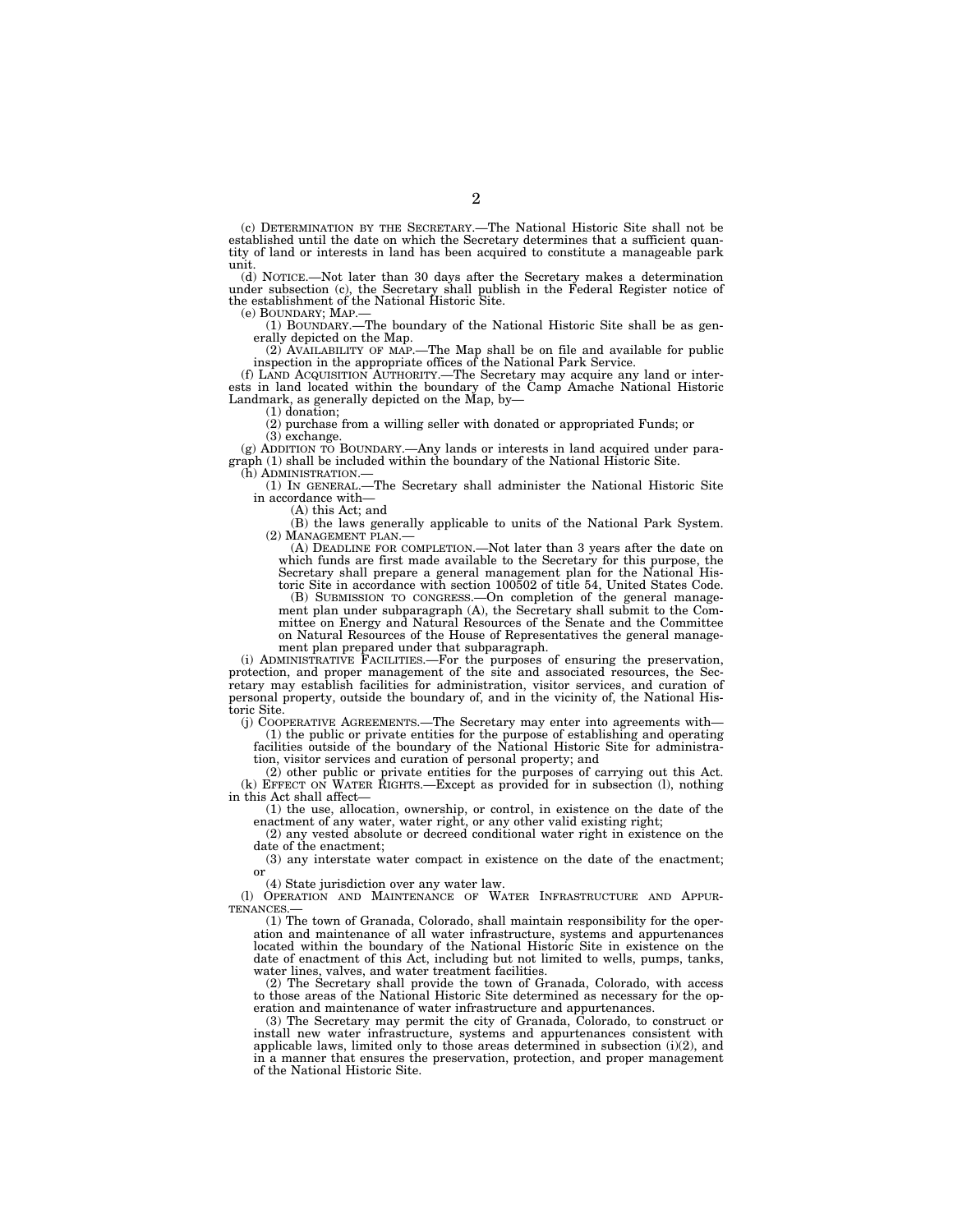(c) DETERMINATION BY THE SECRETARY.—The National Historic Site shall not be established until the date on which the Secretary determines that a sufficient quantity of land or interests in land has been acquired to constitute a manageable park unit.

(d) NOTICE.—Not later than 30 days after the Secretary makes a determination under subsection (c), the Secretary shall publish in the Federal Register notice of the establishment of the National Historic Site.

(e) BOUNDARY; MAP.—

(1) BOUNDARY.—The boundary of the National Historic Site shall be as generally depicted on the Map.

(2) AVAILABILITY OF MAP.—The Map shall be on file and available for public inspection in the appropriate offices of the National Park Service.

(f) LAND ACQUISITION AUTHORITY.—The Secretary may acquire any land or interests in land located within the boundary of the Camp Amache National Historic Landmark, as generally depicted on the Map, by—

(1) donation;

(2) purchase from a willing seller with donated or appropriated Funds; or

(3) exchange.

(g) ADDITION TO BOUNDARY.—Any lands or interests in land acquired under paragraph (1) shall be included within the boundary of the National Historic Site.

(h) ADMINISTRATION.—

(1) IN GENERAL.—The Secretary shall administer the National Historic Site in accordance with—

(A) this Act; and

(B) the laws generally applicable to units of the National Park System.

(2) MANAGEMENT PLAN.—

(A) DEADLINE FOR COMPLETION.—Not later than 3 years after the date on which funds are first made available to the Secretary for this purpose, the Secretary shall prepare a general management plan for the National Historic Site in accordance with section 100502 of title 54, United States Code.

(B) SUBMISSION TO CONGRESS.—On completion of the general management plan under subparagraph (A), the Secretary shall submit to the Committee on Energy and Natural Resources of the Senate and the Committee on Natural Resources of the House of Representatives the general management plan prepared under that subparagraph.

(i) ADMINISTRATIVE FACILITIES.—For the purposes of ensuring the preservation, protection, and proper management of the site and associated resources, the Secretary may establish facilities for administration, visitor services, and curation of personal property, outside the boundary of, and in the vicinity of, the National Historic Site.

(j) COOPERATIVE AGREEMENTS.—The Secretary may enter into agreements with—

(1) the public or private entities for the purpose of establishing and operating facilities outside of the boundary of the National Historic Site for administration, visitor services and curation of personal property; and

(2) other public or private entities for the purposes of carrying out this Act.

(k) EFFECT ON WATER RIGHTS.—Except as provided for in subsection (l), nothing in this Act shall affect—

(1) the use, allocation, ownership, or control, in existence on the date of the enactment of any water, water right, or any other valid existing right;

(2) any vested absolute or decreed conditional water right in existence on the date of the enactment;

(3) any interstate water compact in existence on the date of the enactment; or

(4) State jurisdiction over any water law.

(l) OPERATION AND MAINTENANCE OF WATER INFRASTRUCTURE AND APPURTENANCES.—

(1) The town of Granada, Colorado, shall maintain responsibility for the operation and maintenance of all water infrastructure, systems and appurtenances located within the boundary of the National Historic Site in existence on the date of enactment of this Act, including but not limited to wells, pumps, tanks, water lines, valves, and water treatment facilities.

(2) The Secretary shall provide the town of Granada, Colorado, with access to those areas of the National Historic Site determined as necessary for the operation and maintenance of water infrastructure and appurtenances.

(3) The Secretary may permit the city of Granada, Colorado, to construct or install new water infrastructure, systems and appurtenances consistent with applicable laws, limited only to those areas determined in subsection (i)(2), and in a manner that ensures the preservation, protection, and proper management of the National Historic Site.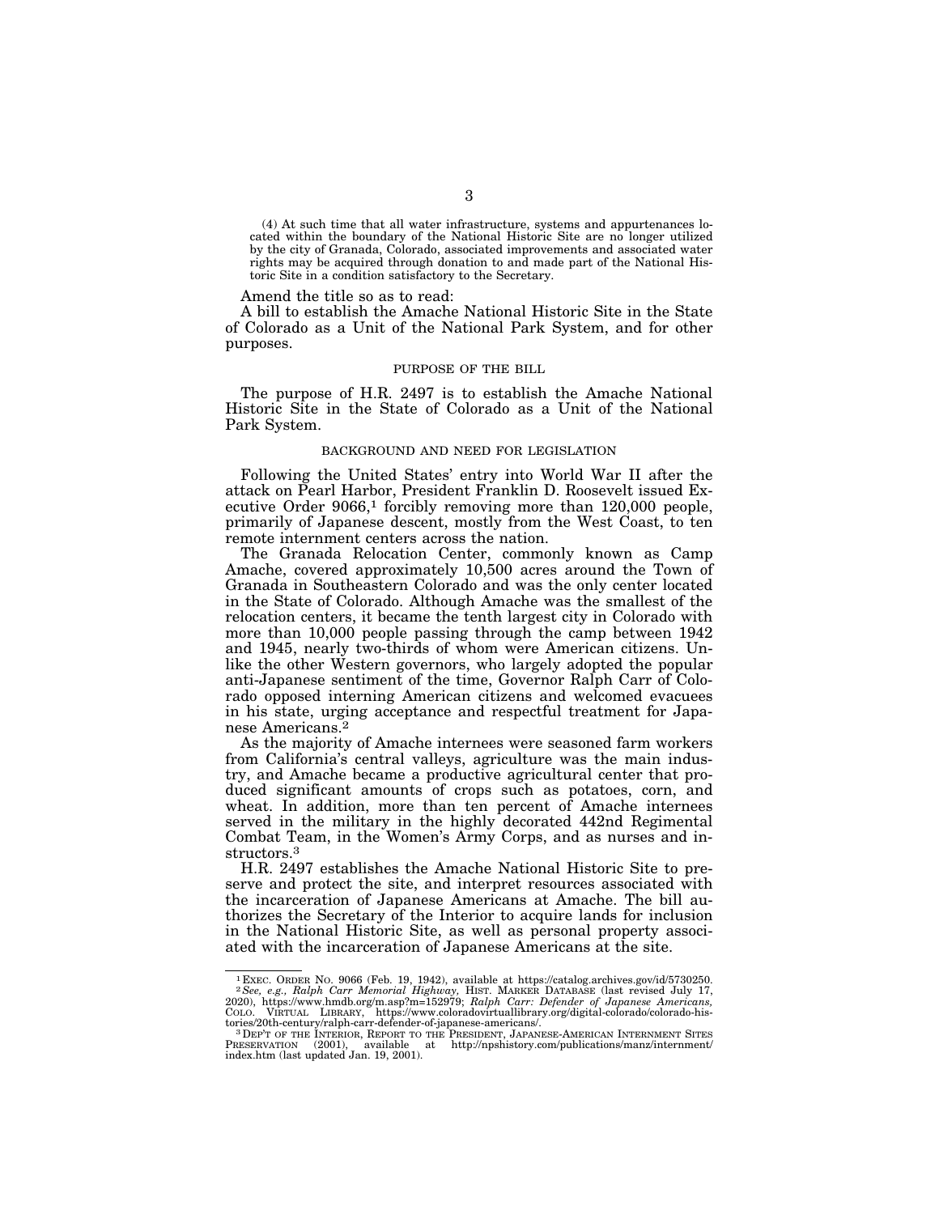(4) At such time that all water infrastructure, systems and appurtenances located within the boundary of the National Historic Site are no longer utilized by the city of Granada, Colorado, associated improvements and associated water rights may be acquired through donation to and made part of the National Historic Site in a condition satisfactory to the Secretary.

Amend the title so as to read:

A bill to establish the Amache National Historic Site in the State of Colorado as a Unit of the National Park System, and for other purposes.

## PURPOSE OF THE BILL

The purpose of H.R. 2497 is to establish the Amache National Historic Site in the State of Colorado as a Unit of the National Park System.

## BACKGROUND AND NEED FOR LEGISLATION

Following the United States' entry into World War II after the attack on Pearl Harbor, President Franklin D. Roosevelt issued Executive Order 9066,[1] forcibly removing more than 120,000 people, primarily of Japanese descent, mostly from the West Coast, to ten remote internment centers across the nation.

The Granada Relocation Center, commonly known as Camp Amache, covered approximately 10,500 acres around the Town of Granada in Southeastern Colorado and was the only center located in the State of Colorado. Although Amache was the smallest of the relocation centers, it became the tenth largest city in Colorado with more than 10,000 people passing through the camp between 1942 and 1945, nearly two-thirds of whom were American citizens. Unlike the other Western governors, who largely adopted the popular anti-Japanese sentiment of the time, Governor Ralph Carr of Colorado opposed interning American citizens and welcomed evacuees in his state, urging acceptance and respectful treatment for Japanese Americans.[2]

As the majority of Amache internees were seasoned farm workers from California's central valleys, agriculture was the main industry, and Amache became a productive agricultural center that produced significant amounts of crops such as potatoes, corn, and wheat. In addition, more than ten percent of Amache internees served in the military in the highly decorated 442nd Regimental Combat Team, in the Women's Army Corps, and as nurses and instructors.[3]

H.R. 2497 establishes the Amache National Historic Site to preserve and protect the site, and interpret resources associated with the incarceration of Japanese Americans at Amache. The bill authorizes the Secretary of the Interior to acquire lands for inclusion in the National Historic Site, as well as personal property associated with the incarceration of Japanese Americans at the site.

---

[1] EXEC. ORDER NO. 9066 (Feb. 19, 1942), available at https://catalog.archives.gov/id/5730250.

[2] *See, e.g., Ralph Carr Memorial Highway,* HIST. MARKER DATABASE (last revised July 17, 2020), https://www.hmdb.org/m.asp?m=152979; *Ralph Carr: Defender of Japanese Americans,* COLO. VIRTUAL LIBRARY, https://www.coloradovirtuallibrary.org/digital-colorado/colorado-histories/20th-century/ralph-carr-defender-of-japanese-americans/.

[3] DEP'T OF THE INTERIOR, REPORT TO THE PRESIDENT, JAPANESE-AMERICAN INTERNMENT SITES PRESERVATION (2001), available at http://npshistory.com/publications/manz/internment/index.htm (last updated Jan. 19, 2001).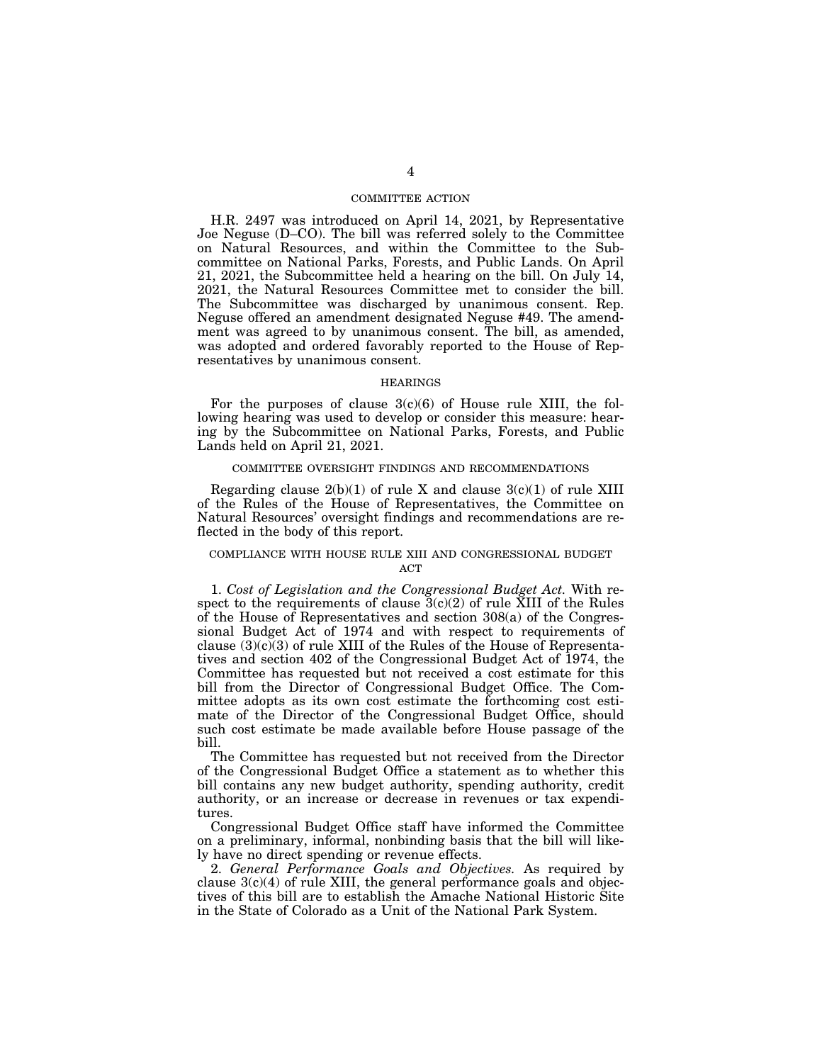## COMMITTEE ACTION

H.R. 2497 was introduced on April 14, 2021, by Representative Joe Neguse (D–CO). The bill was referred solely to the Committee on Natural Resources, and within the Committee to the Subcommittee on National Parks, Forests, and Public Lands. On April 21, 2021, the Subcommittee held a hearing on the bill. On July 14, 2021, the Natural Resources Committee met to consider the bill. The Subcommittee was discharged by unanimous consent. Rep. Neguse offered an amendment designated Neguse #49. The amendment was agreed to by unanimous consent. The bill, as amended, was adopted and ordered favorably reported to the House of Representatives by unanimous consent.

## HEARINGS

For the purposes of clause 3(c)(6) of House rule XIII, the following hearing was used to develop or consider this measure: hearing by the Subcommittee on National Parks, Forests, and Public Lands held on April 21, 2021.

## COMMITTEE OVERSIGHT FINDINGS AND RECOMMENDATIONS

Regarding clause 2(b)(1) of rule X and clause 3(c)(1) of rule XIII of the Rules of the House of Representatives, the Committee on Natural Resources' oversight findings and recommendations are reflected in the body of this report.

## COMPLIANCE WITH HOUSE RULE XIII AND CONGRESSIONAL BUDGET ACT

1. *Cost of Legislation and the Congressional Budget Act.* With respect to the requirements of clause 3(c)(2) of rule XIII of the Rules of the House of Representatives and section 308(a) of the Congressional Budget Act of 1974 and with respect to requirements of clause (3)(c)(3) of rule XIII of the Rules of the House of Representatives and section 402 of the Congressional Budget Act of 1974, the Committee has requested but not received a cost estimate for this bill from the Director of Congressional Budget Office. The Committee adopts as its own cost estimate the forthcoming cost estimate of the Director of the Congressional Budget Office, should such cost estimate be made available before House passage of the bill.

The Committee has requested but not received from the Director of the Congressional Budget Office a statement as to whether this bill contains any new budget authority, spending authority, credit authority, or an increase or decrease in revenues or tax expenditures.

Congressional Budget Office staff have informed the Committee on a preliminary, informal, nonbinding basis that the bill will likely have no direct spending or revenue effects.

2. *General Performance Goals and Objectives.* As required by clause 3(c)(4) of rule XIII, the general performance goals and objectives of this bill are to establish the Amache National Historic Site in the State of Colorado as a Unit of the National Park System.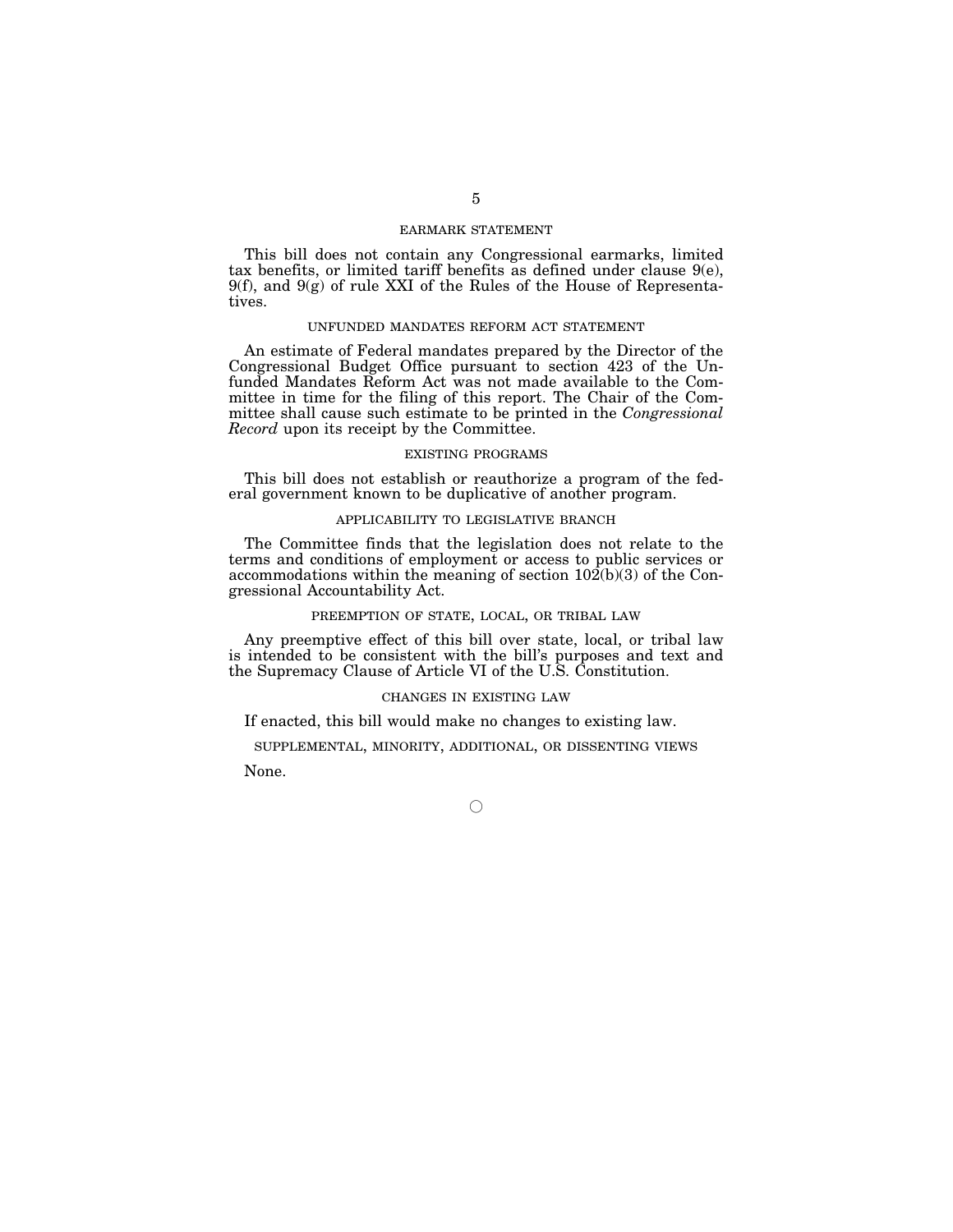## EARMARK STATEMENT

This bill does not contain any Congressional earmarks, limited tax benefits, or limited tariff benefits as defined under clause 9(e), 9(f), and 9(g) of rule XXI of the Rules of the House of Representatives.

## UNFUNDED MANDATES REFORM ACT STATEMENT

An estimate of Federal mandates prepared by the Director of the Congressional Budget Office pursuant to section 423 of the Unfunded Mandates Reform Act was not made available to the Committee in time for the filing of this report. The Chair of the Committee shall cause such estimate to be printed in the *Congressional Record* upon its receipt by the Committee.

## EXISTING PROGRAMS

This bill does not establish or reauthorize a program of the federal government known to be duplicative of another program.

## APPLICABILITY TO LEGISLATIVE BRANCH

The Committee finds that the legislation does not relate to the terms and conditions of employment or access to public services or accommodations within the meaning of section 102(b)(3) of the Congressional Accountability Act.

## PREEMPTION OF STATE, LOCAL, OR TRIBAL LAW

Any preemptive effect of this bill over state, local, or tribal law is intended to be consistent with the bill's purposes and text and the Supremacy Clause of Article VI of the U.S. Constitution.

## CHANGES IN EXISTING LAW

If enacted, this bill would make no changes to existing law.

## SUPPLEMENTAL, MINORITY, ADDITIONAL, OR DISSENTING VIEWS

None.